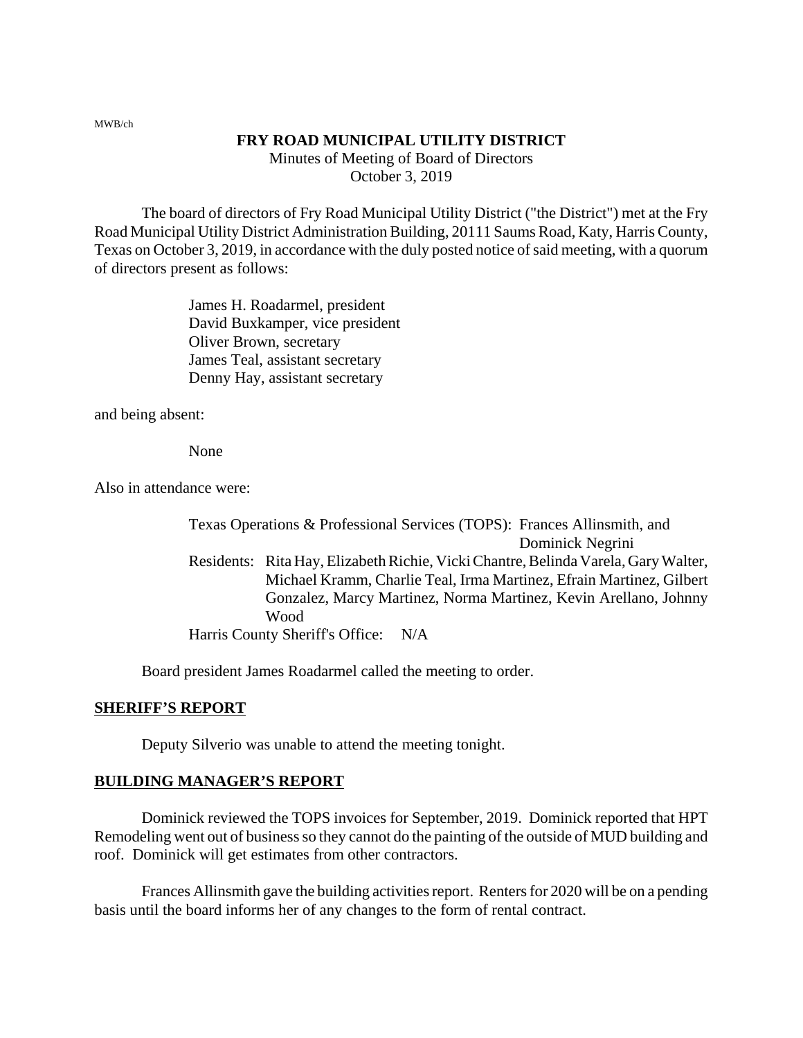MWB/ch

# FRY ROAD MUNICIPAL UTILITY DISTRICT

Minutes of Meeting of Board of Directors
October 3, 2019

The board of directors of Fry Road Municipal Utility District ("the District") met at the Fry Road Municipal Utility District Administration Building, 20111 Saums Road, Katy, Harris County, Texas on October 3, 2019, in accordance with the duly posted notice of said meeting, with a quorum of directors present as follows:

James H. Roadarmel, president
David Buxkamper, vice president
Oliver Brown, secretary
James Teal, assistant secretary
Denny Hay, assistant secretary

and being absent:

None

Also in attendance were:

Texas Operations & Professional Services (TOPS): Frances Allinsmith, and Dominick Negrini
Residents: Rita Hay, Elizabeth Richie, Vicki Chantre, Belinda Varela, Gary Walter, Michael Kramm, Charlie Teal, Irma Martinez, Efrain Martinez, Gilbert Gonzalez, Marcy Martinez, Norma Martinez, Kevin Arellano, Johnny Wood
Harris County Sheriff's Office: N/A

Board president James Roadarmel called the meeting to order.

## SHERIFF'S REPORT

Deputy Silverio was unable to attend the meeting tonight.

## BUILDING MANAGER'S REPORT

Dominick reviewed the TOPS invoices for September, 2019. Dominick reported that HPT Remodeling went out of business so they cannot do the painting of the outside of MUD building and roof. Dominick will get estimates from other contractors.

Frances Allinsmith gave the building activities report. Renters for 2020 will be on a pending basis until the board informs her of any changes to the form of rental contract.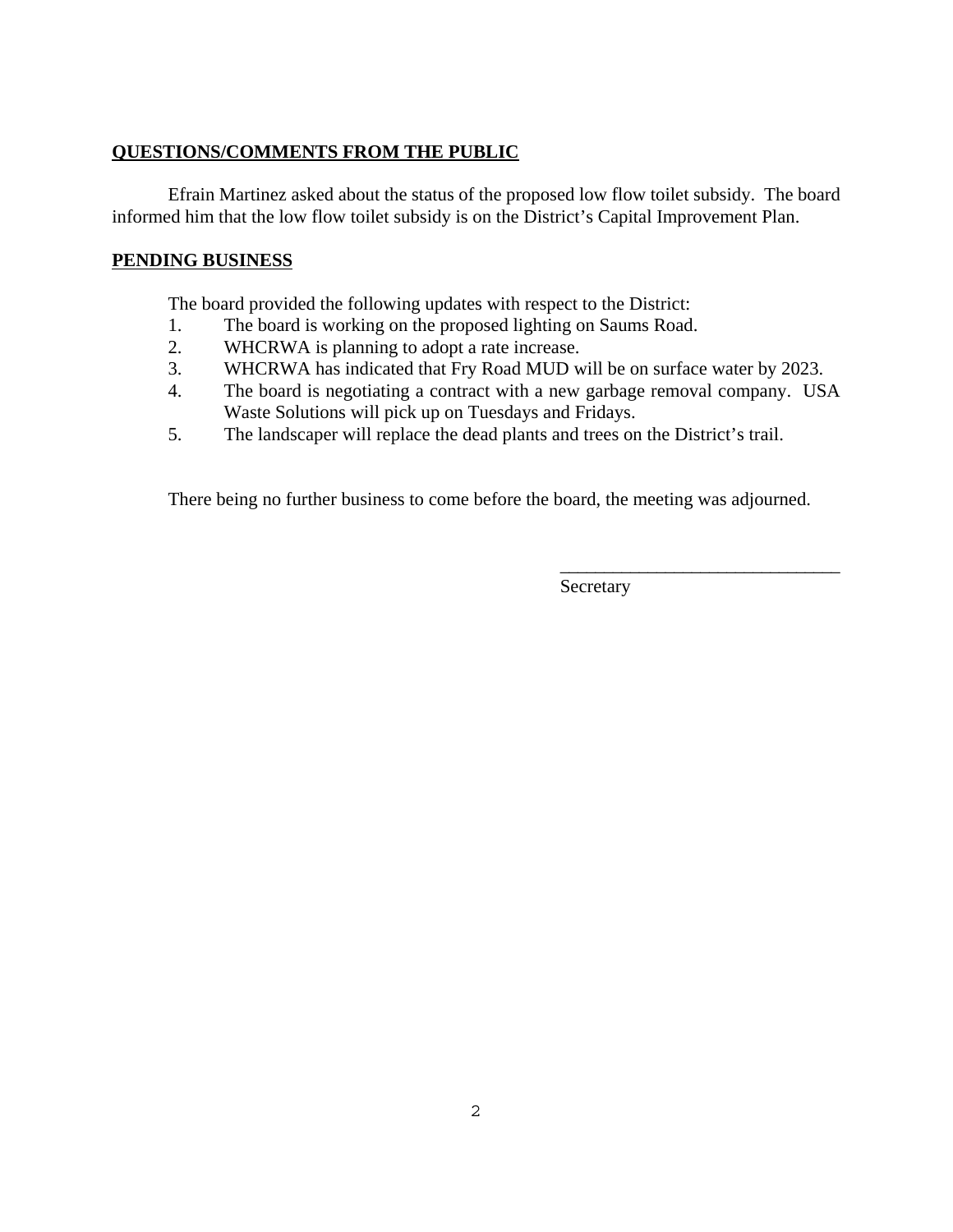**QUESTIONS/COMMENTS FROM THE PUBLIC**

Efrain Martinez asked about the status of the proposed low flow toilet subsidy. The board informed him that the low flow toilet subsidy is on the District's Capital Improvement Plan.

**PENDING BUSINESS**

The board provided the following updates with respect to the District:

1. The board is working on the proposed lighting on Saums Road.
2. WHCRWA is planning to adopt a rate increase.
3. WHCRWA has indicated that Fry Road MUD will be on surface water by 2023.
4. The board is negotiating a contract with a new garbage removal company. USA Waste Solutions will pick up on Tuesdays and Fridays.
5. The landscaper will replace the dead plants and trees on the District's trail.

There being no further business to come before the board, the meeting was adjourned.

______________________________
Secretary